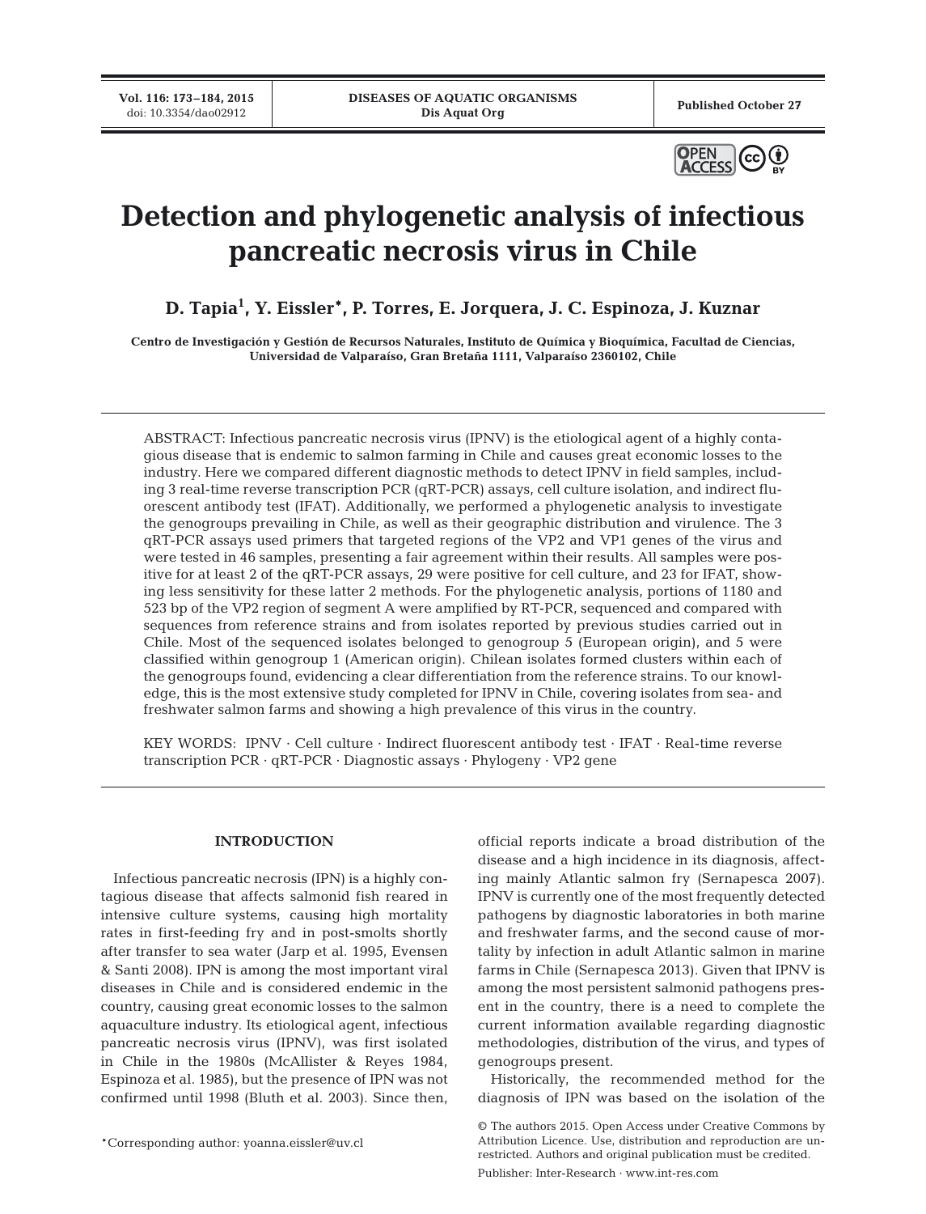# Detection and phylogenetic analysis of infectious pancreatic necrosis virus in Chile

**D. Tapia[1], Y. Eissler\*, P. Torres, E. Jorquera, J. C. Espinoza, J. Kuznar**

Centro de Investigación y Gestión de Recursos Naturales, Instituto de Química y Bioquímica, Facultad de Ciencias, Universidad de Valparaíso, Gran Bretaña 1111, Valparaíso 2360102, Chile

ABSTRACT: Infectious pancreatic necrosis virus (IPNV) is the etiological agent of a highly contagious disease that is endemic to salmon farming in Chile and causes great economic losses to the industry. Here we compared different diagnostic methods to detect IPNV in field samples, including 3 real-time reverse transcription PCR (qRT-PCR) assays, cell culture isolation, and indirect fluorescent antibody test (IFAT). Additionally, we performed a phylogenetic analysis to investigate the genogroups prevailing in Chile, as well as their geographic distribution and virulence. The 3 qRT-PCR assays used primers that targeted regions of the VP2 and VP1 genes of the virus and were tested in 46 samples, presenting a fair agreement within their results. All samples were positive for at least 2 of the qRT-PCR assays, 29 were positive for cell culture, and 23 for IFAT, showing less sensitivity for these latter 2 methods. For the phylogenetic analysis, portions of 1180 and 523 bp of the VP2 region of segment A were amplified by RT-PCR, sequenced and compared with sequences from reference strains and from isolates reported by previous studies carried out in Chile. Most of the sequenced isolates belonged to genogroup 5 (European origin), and 5 were classified within genogroup 1 (American origin). Chilean isolates formed clusters within each of the genogroups found, evidencing a clear differentiation from the reference strains. To our knowledge, this is the most extensive study completed for IPNV in Chile, covering isolates from sea- and freshwater salmon farms and showing a high prevalence of this virus in the country.

KEY WORDS: IPNV · Cell culture · Indirect fluorescent antibody test · IFAT · Real-time reverse transcription PCR · qRT-PCR · Diagnostic assays · Phylogeny · VP2 gene

## INTRODUCTION

Infectious pancreatic necrosis (IPN) is a highly contagious disease that affects salmonid fish reared in intensive culture systems, causing high mortality rates in first-feeding fry and in post-smolts shortly after transfer to sea water (Jarp et al. 1995, Evensen & Santi 2008). IPN is among the most important viral diseases in Chile and is considered endemic in the country, causing great economic losses to the salmon aquaculture industry. Its etiological agent, infectious pancreatic necrosis virus (IPNV), was first isolated in Chile in the 1980s (McAllister & Reyes 1984, Espinoza et al. 1985), but the presence of IPN was not confirmed until 1998 (Bluth et al. 2003). Since then, official reports indicate a broad distribution of the disease and a high incidence in its diagnosis, affecting mainly Atlantic salmon fry (Sernapesca 2007). IPNV is currently one of the most frequently detected pathogens by diagnostic laboratories in both marine and freshwater farms, and the second cause of mortality by infection in adult Atlantic salmon in marine farms in Chile (Sernapesca 2013). Given that IPNV is among the most persistent salmonid pathogens present in the country, there is a need to complete the current information available regarding diagnostic methodologies, distribution of the virus, and types of genogroups present.

Historically, the recommended method for the diagnosis of IPN was based on the isolation of the

\*Corresponding author: yoanna.eissler@uv.cl

© The authors 2015. Open Access under Creative Commons by Attribution Licence. Use, distribution and reproduction are unrestricted. Authors and original publication must be credited.

Publisher: Inter-Research · www.int-res.com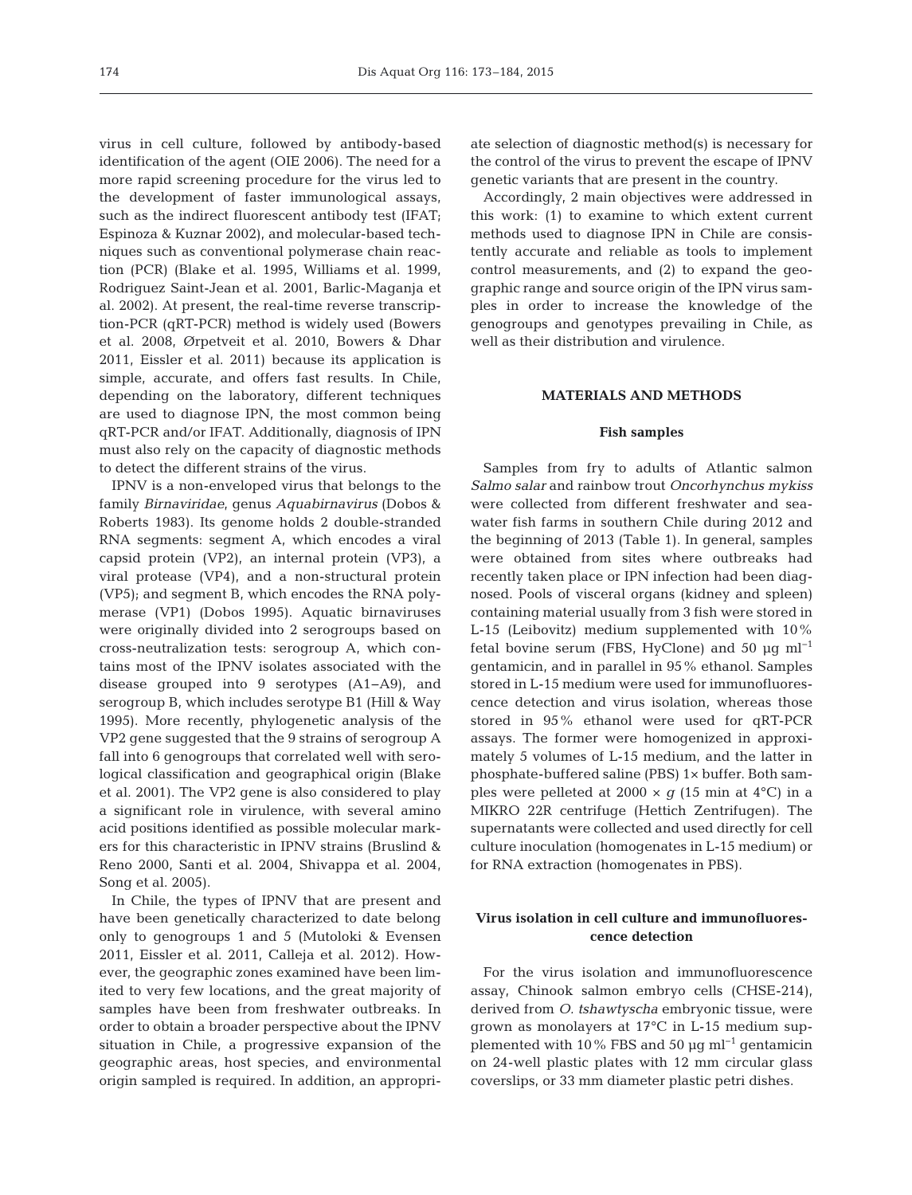virus in cell culture, followed by antibody-based identification of the agent (OIE 2006). The need for a more rapid screening procedure for the virus led to the development of faster immunological assays, such as the indirect fluorescent antibody test (IFAT; Espinoza & Kuznar 2002), and molecular-based techniques such as conventional polymerase chain reaction (PCR) (Blake et al. 1995, Williams et al. 1999, Rodriguez Saint-Jean et al. 2001, Barlic-Maganja et al. 2002). At present, the real-time reverse transcription-PCR (qRT-PCR) method is widely used (Bowers et al. 2008, Ørpetveit et al. 2010, Bowers & Dhar 2011, Eissler et al. 2011) because its application is simple, accurate, and offers fast results. In Chile, depending on the laboratory, different techniques are used to diagnose IPN, the most common being qRT-PCR and/or IFAT. Additionally, diagnosis of IPN must also rely on the capacity of diagnostic methods to detect the different strains of the virus.

IPNV is a non-enveloped virus that belongs to the family *Birnaviridae*, genus *Aquabirnavirus* (Dobos & Roberts 1983). Its genome holds 2 double-stranded RNA segments: segment A, which encodes a viral capsid protein (VP2), an internal protein (VP3), a viral protease (VP4), and a non-structural protein (VP5); and segment B, which encodes the RNA polymerase (VP1) (Dobos 1995). Aquatic birnaviruses were originally divided into 2 serogroups based on cross-neutralization tests: serogroup A, which contains most of the IPNV isolates associated with the disease grouped into 9 serotypes (A1–A9), and serogroup B, which includes serotype B1 (Hill & Way 1995). More recently, phylogenetic analysis of the VP2 gene suggested that the 9 strains of serogroup A fall into 6 genogroups that correlated well with serological classification and geographical origin (Blake et al. 2001). The VP2 gene is also considered to play a significant role in virulence, with several amino acid positions identified as possible molecular markers for this characteristic in IPNV strains (Bruslind & Reno 2000, Santi et al. 2004, Shivappa et al. 2004, Song et al. 2005).

In Chile, the types of IPNV that are present and have been genetically characterized to date belong only to genogroups 1 and 5 (Mutoloki & Evensen 2011, Eissler et al. 2011, Calleja et al. 2012). However, the geographic zones examined have been limited to very few locations, and the great majority of samples have been from freshwater outbreaks. In order to obtain a broader perspective about the IPNV situation in Chile, a progressive expansion of the geographic areas, host species, and environmental origin sampled is required. In addition, an appropriate selection of diagnostic method(s) is necessary for the control of the virus to prevent the escape of IPNV genetic variants that are present in the country.

Accordingly, 2 main objectives were addressed in this work: (1) to examine to which extent current methods used to diagnose IPN in Chile are consistently accurate and reliable as tools to implement control measurements, and (2) to expand the geographic range and source origin of the IPN virus samples in order to increase the knowledge of the genogroups and genotypes prevailing in Chile, as well as their distribution and virulence.

## MATERIALS AND METHODS

### Fish samples

Samples from fry to adults of Atlantic salmon *Salmo salar* and rainbow trout *Oncorhynchus mykiss* were collected from different freshwater and seawater fish farms in southern Chile during 2012 and the beginning of 2013 (Table 1). In general, samples were obtained from sites where outbreaks had recently taken place or IPN infection had been diagnosed. Pools of visceral organs (kidney and spleen) containing material usually from 3 fish were stored in L-15 (Leibovitz) medium supplemented with 10% fetal bovine serum (FBS, HyClone) and 50 µg ml$^{-1}$ gentamicin, and in parallel in 95% ethanol. Samples stored in L-15 medium were used for immunofluorescence detection and virus isolation, whereas those stored in 95% ethanol were used for qRT-PCR assays. The former were homogenized in approximately 5 volumes of L-15 medium, and the latter in phosphate-buffered saline (PBS) 1× buffer. Both samples were pelleted at 2000 × *g* (15 min at 4°C) in a MIKRO 22R centrifuge (Hettich Zentrifugen). The supernatants were collected and used directly for cell culture inoculation (homogenates in L-15 medium) or for RNA extraction (homogenates in PBS).

### Virus isolation in cell culture and immunofluorescence detection

For the virus isolation and immunofluorescence assay, Chinook salmon embryo cells (CHSE-214), derived from *O. tshawtyscha* embryonic tissue, were grown as monolayers at 17°C in L-15 medium supplemented with 10% FBS and 50 µg ml$^{-1}$ gentamicin on 24-well plastic plates with 12 mm circular glass coverslips, or 33 mm diameter plastic petri dishes.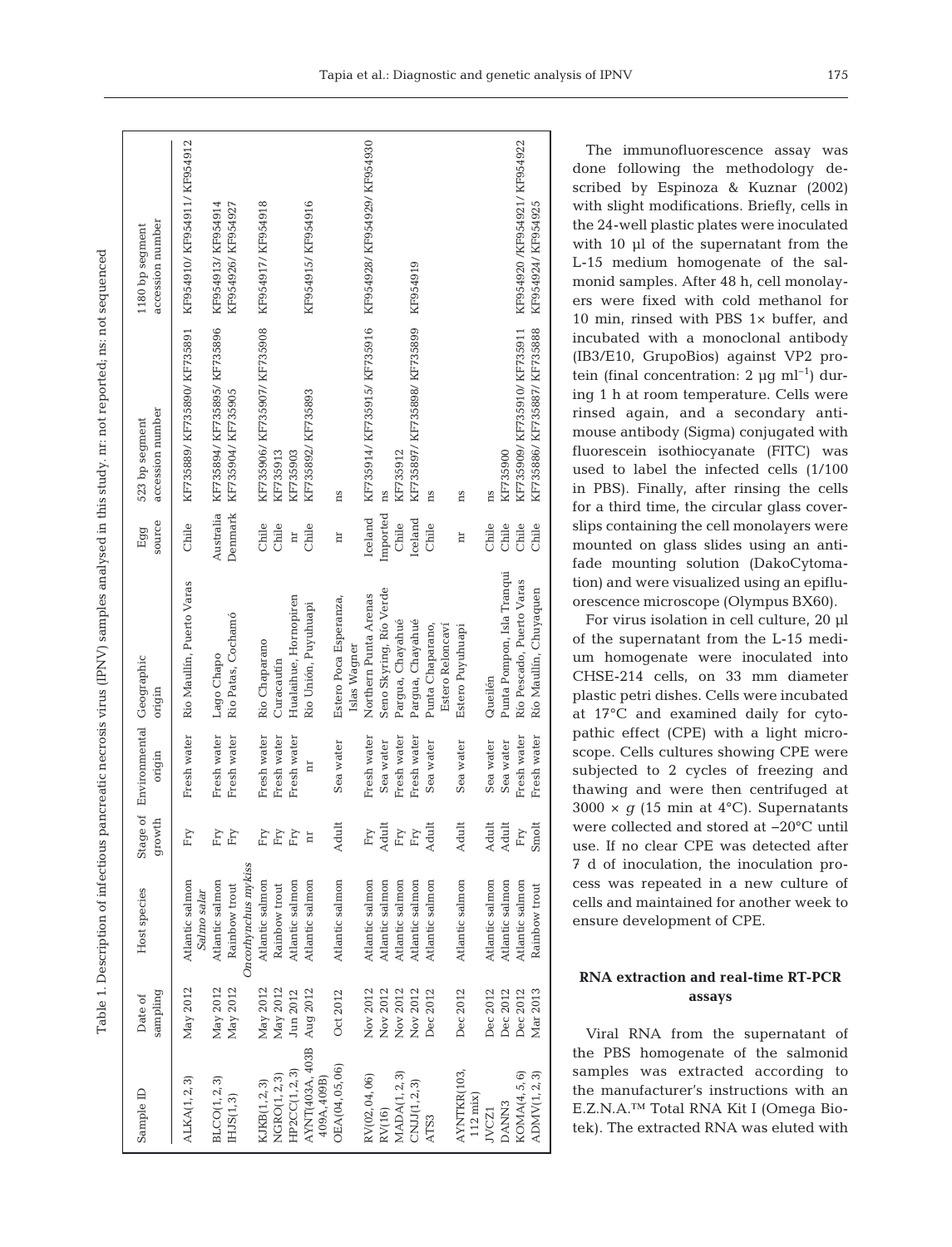Table 1. Description of infectious pancreatic necrosis virus (IPNV) samples analysed in this study. nr: not reported; ns: not sequenced

| Sample ID | Date of sampling | Host species | Stage of growth | Environmental origin | Geographic origin | Egg source | 523 bp segment accession number | 1180 bp segment accession number |
|---|---|---|---|---|---|---|---|---|
| ALKA(1, 2, 3) | May 2012 | Atlantic salmon *Salmo salar* | Fry | Fresh water | Río Maullín, Puerto Varas | Chile | KF735889/ KF735890/ KF735891 | KF954910/ KF954911/ KF954912 |
| BLCO(1, 2, 3) | May 2012 | Atlantic salmon | Fry | Fresh water | Lago Chapo | Australia | KF735894/ KF735895/ KF735896 | KF954913/ KF954914 |
| IHJS(1, 3) | May 2012 | Rainbow trout *Oncorhynchus mykiss* | Fry | Fresh water | Río Patas, Cochamó | Denmark | KF735904/ KF735905 | KF954926/ KF954927 |
| KJKB(1, 2, 3) | May 2012 | Atlantic salmon | Fry | Fresh water | Río Chaparano | Chile | KF735906/ KF735907/ KF735908 | KF954917/ KF954918 |
| NGRO(1, 2, 3) | May 2012 | Rainbow trout | Fry | Fresh water | Curacautín | Chile | KF735913 | |
| HP2CC(1, 2, 3) | Jun 2012 | Atlantic salmon | Fry | Fresh water | Hualaihue, Hornopiren | nr | KF735903 | |
| AYNT(403A, 403B 409A, 409B) | Aug 2012 | Atlantic salmon | nr | nr | Río Unión, Puyuhuapi | Chile | KF735892/ KF735893 | KF954915/ KF954916 |
| OEA(04, 05, 06) | Oct 2012 | Atlantic salmon | Adult | Sea water | Estero Poca Esperanza, Islas Wagner | nr | ns | |
| RV(02, 04, 06) | Nov 2012 | Atlantic salmon | Fry | Fresh water | Northern Punta Arenas | Iceland | KF735914/ KF735915/ KF735916 | KF954928/ KF954929/ KF954930 |
| RV(16) | Nov 2012 | Atlantic salmon | Adult | Sea water | Seno Skyring, Río Verde | Imported | ns | |
| MADA(1, 2, 3) | Nov 2012 | Atlantic salmon | Fry | Fresh water | Pargua, Chayahué | Chile | KF735912 | |
| CNJJ(1, 2, 3) | Nov 2012 | Atlantic salmon | Fry | Fresh water | Pargua, Chayahué | Iceland | KF735897/ KF735898/ KF735899 | KF954919 |
| ATS3 | Dec 2012 | Atlantic salmon | Adult | Sea water | Punta Chaparano, Estero Reloncaví | Chile | ns | |
| AYNTKR(103, 112 mix) | Dec 2012 | Atlantic salmon | Adult | Sea water | Estero Puyuhuapi | nr | ns | |
| JVCZ1 | Dec 2012 | Atlantic salmon | Adult | Sea water | Queilén | Chile | ns | |
| DANN3 | Dec 2012 | Atlantic salmon | Adult | Sea water | Punta Pompon, Isla Tranqui | Chile | KF735900 | |
| KOMA(4, 5, 6) | Dec 2012 | Atlantic salmon | Fry | Fresh water | Río Pescado, Puerto Varas | Chile | KF735909/ KF735910/ KF735911 | KF954920 /KF954921/ KF954922 |
| ADMV(1, 2, 3) | Mar 2013 | Rainbow trout | Smolt | Fresh water | Río Maullín, Chuyaquen | Chile | KF735886/ KF735887/ KF735888 | KF954924/ KF954925 |

The immunofluorescence assay was done following the methodology described by Espinoza & Kuznar (2002) with slight modifications. Briefly, cells in the 24-well plastic plates were inoculated with 10 µl of the supernatant from the L-15 medium homogenate of the salmonid samples. After 48 h, cell monolayers were fixed with cold methanol for 10 min, rinsed with PBS 1× buffer, and incubated with a monoclonal antibody (IB3/E10, GrupoBios) against VP2 protein (final concentration: 2 µg ml$^{-1}$) during 1 h at room temperature. Cells were rinsed again, and a secondary anti-mouse antibody (Sigma) conjugated with fluorescein isothiocyanate (FITC) was used to label the infected cells (1/100 in PBS). Finally, after rinsing the cells for a third time, the circular glass coverslips containing the cell monolayers were mounted on glass slides using an antifade mounting solution (DakoCytomation) and were visualized using an epifluorescence microscope (Olympus BX60).

For virus isolation in cell culture, 20 µl of the supernatant from the L-15 medium homogenate were inoculated into CHSE-214 cells, on 33 mm diameter plastic petri dishes. Cells were incubated at 17°C and examined daily for cytopathic effect (CPE) with a light microscope. Cells cultures showing CPE were subjected to 2 cycles of freezing and thawing and were then centrifuged at 3000 × *g* (15 min at 4°C). Supernatants were collected and stored at −20°C until use. If no clear CPE was detected after 7 d of inoculation, the inoculation process was repeated in a new culture of cells and maintained for another week to ensure development of CPE.

## RNA extraction and real-time RT-PCR assays

Viral RNA from the supernatant of the PBS homogenate of the salmonid samples was extracted according to the manufacturer's instructions with an E.Z.N.A.™ Total RNA Kit I (Omega Biotek). The extracted RNA was eluted with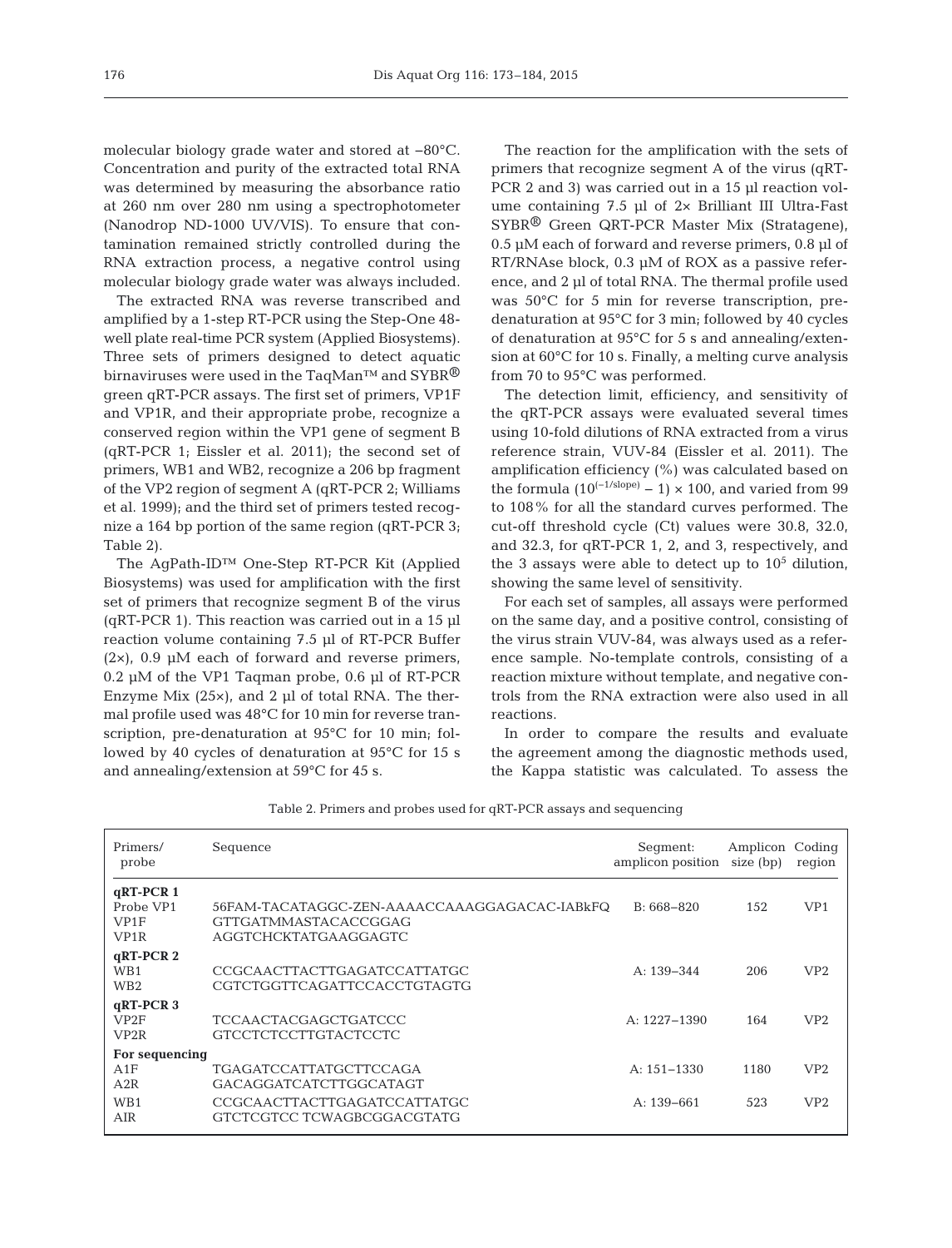molecular biology grade water and stored at −80°C. Concentration and purity of the extracted total RNA was determined by measuring the absorbance ratio at 260 nm over 280 nm using a spectrophotometer (Nanodrop ND-1000 UV/VIS). To ensure that contamination remained strictly controlled during the RNA extraction process, a negative control using molecular biology grade water was always included.

The extracted RNA was reverse transcribed and amplified by a 1-step RT-PCR using the Step-One 48-well plate real-time PCR system (Applied Biosystems). Three sets of primers designed to detect aquatic birnaviruses were used in the TaqMan™ and SYBR® green qRT-PCR assays. The first set of primers, VP1F and VP1R, and their appropriate probe, recognize a conserved region within the VP1 gene of segment B (qRT-PCR 1; Eissler et al. 2011); the second set of primers, WB1 and WB2, recognize a 206 bp fragment of the VP2 region of segment A (qRT-PCR 2; Williams et al. 1999); and the third set of primers tested recognize a 164 bp portion of the same region (qRT-PCR 3; Table 2).

The AgPath-ID™ One-Step RT-PCR Kit (Applied Biosystems) was used for amplification with the first set of primers that recognize segment B of the virus (qRT-PCR 1). This reaction was carried out in a 15 µl reaction volume containing 7.5 µl of RT-PCR Buffer (2×), 0.9 µM each of forward and reverse primers, 0.2 µM of the VP1 Taqman probe, 0.6 µl of RT-PCR Enzyme Mix (25×), and 2 µl of total RNA. The thermal profile used was 48°C for 10 min for reverse transcription, pre-denaturation at 95°C for 10 min; followed by 40 cycles of denaturation at 95°C for 15 s and annealing/extension at 59°C for 45 s.

The reaction for the amplification with the sets of primers that recognize segment A of the virus (qRT-PCR 2 and 3) was carried out in a 15 µl reaction volume containing 7.5 µl of 2× Brilliant III Ultra-Fast SYBR® Green QRT-PCR Master Mix (Stratagene), 0.5 µM each of forward and reverse primers, 0.8 µl of RT/RNAse block, 0.3 µM of ROX as a passive reference, and 2 µl of total RNA. The thermal profile used was 50°C for 5 min for reverse transcription, pre-denaturation at 95°C for 3 min; followed by 40 cycles of denaturation at 95°C for 5 s and annealing/extension at 60°C for 10 s. Finally, a melting curve analysis from 70 to 95°C was performed.

The detection limit, efficiency, and sensitivity of the qRT-PCR assays were evaluated several times using 10-fold dilutions of RNA extracted from a virus reference strain, VUV-84 (Eissler et al. 2011). The amplification efficiency (%) was calculated based on the formula $(10^{(-1/\text{slope})} - 1) \times 100$, and varied from 99 to 108% for all the standard curves performed. The cut-off threshold cycle (Ct) values were 30.8, 32.0, and 32.3, for qRT-PCR 1, 2, and 3, respectively, and the 3 assays were able to detect up to $10^5$ dilution, showing the same level of sensitivity.

For each set of samples, all assays were performed on the same day, and a positive control, consisting of the virus strain VUV-84, was always used as a reference sample. No-template controls, consisting of a reaction mixture without template, and negative controls from the RNA extraction were also used in all reactions.

In order to compare the results and evaluate the agreement among the diagnostic methods used, the Kappa statistic was calculated. To assess the

Table 2. Primers and probes used for qRT-PCR assays and sequencing

| Primers/ probe | Sequence | Segment: amplicon position | Amplicon size (bp) | Coding region |
|---|---|---|---|---|
| **qRT-PCR 1** | | | | |
| Probe VP1 | 56FAM-TACATAGGC-ZEN-AAAACCAAAGGAGACAC-IABkFQ | B: 668–820 | 152 | VP1 |
| VP1F | GTTGATMMASTACACCGGAG | | | |
| VP1R | AGGTCHCKTATGAAGGAGTC | | | |
| **qRT-PCR 2** | | | | |
| WB1 | CCGCAACTTACTTGAGATCCATTATGC | A: 139–344 | 206 | VP2 |
| WB2 | CGTCTGGTTCAGATTCCACCTGTAGTG | | | |
| **qRT-PCR 3** | | | | |
| VP2F | TCCAACTACGAGCTGATCCC | A: 1227–1390 | 164 | VP2 |
| VP2R | GTCCTCTCCTTGTACTCCTC | | | |
| **For sequencing** | | | | |
| A1F | TGAGATCCATTATGCTTCCAGA | A: 151–1330 | 1180 | VP2 |
| A2R | GACAGGATCATCTTGGCATAGT | | | |
| WB1 | CCGCAACTTACTTGAGATCCATTATGC | A: 139–661 | 523 | VP2 |
| AIR | GTCTCGTCC TCWAGBCGGACGTATG | | | |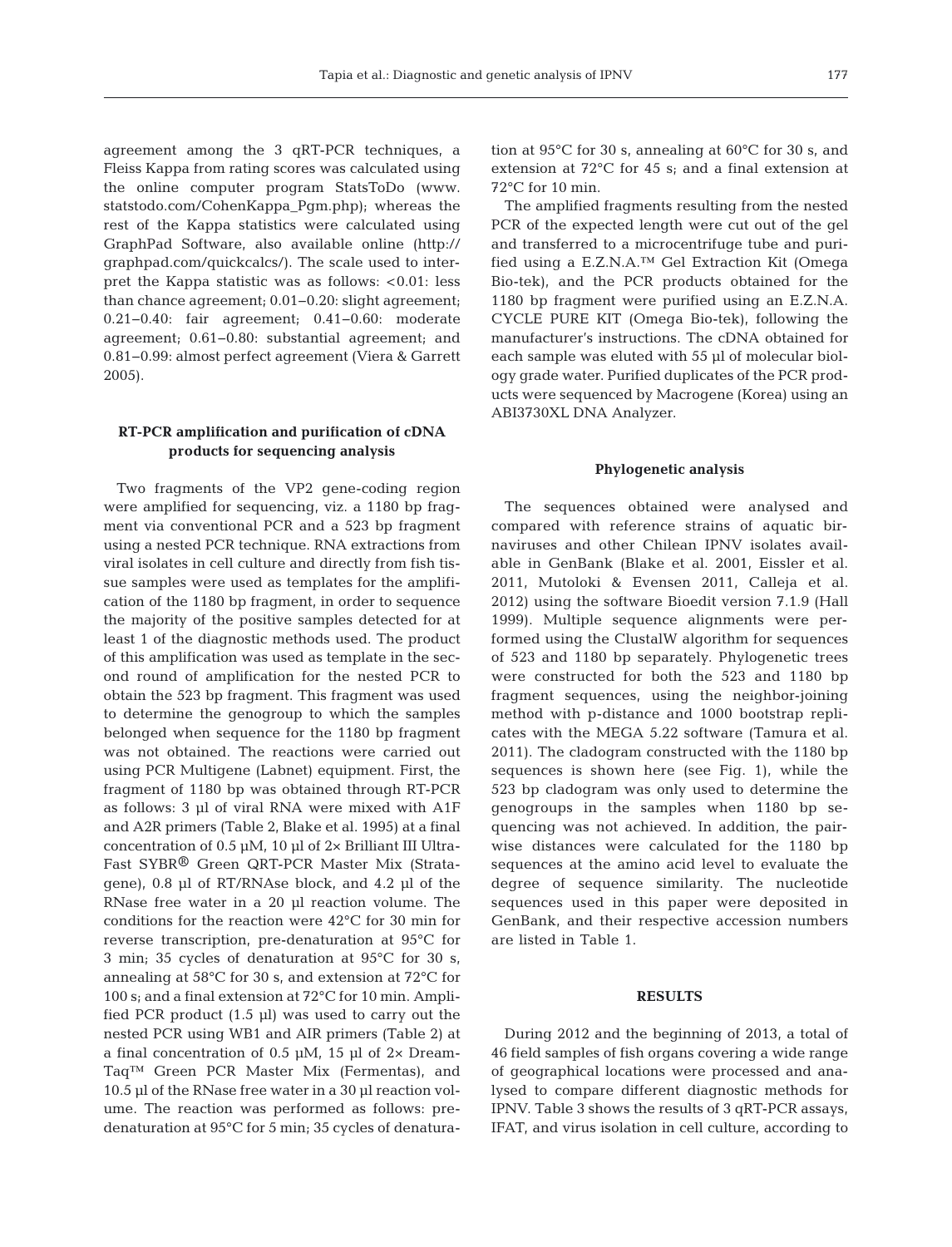agreement among the 3 qRT-PCR techniques, a Fleiss Kappa from rating scores was calculated using the online computer program StatsToDo (www.statstodo.com/CohenKappa_Pgm.php); whereas the rest of the Kappa statistics were calculated using GraphPad Software, also available online (http://graphpad.com/quickcalcs/). The scale used to interpret the Kappa statistic was as follows: <0.01: less than chance agreement; 0.01–0.20: slight agreement; 0.21–0.40: fair agreement; 0.41–0.60: moderate agreement; 0.61–0.80: substantial agreement; and 0.81–0.99: almost perfect agreement (Viera & Garrett 2005).

### RT-PCR amplification and purification of cDNA products for sequencing analysis

Two fragments of the VP2 gene-coding region were amplified for sequencing, viz. a 1180 bp fragment via conventional PCR and a 523 bp fragment using a nested PCR technique. RNA extractions from viral isolates in cell culture and directly from fish tissue samples were used as templates for the amplification of the 1180 bp fragment, in order to sequence the majority of the positive samples detected for at least 1 of the diagnostic methods used. The product of this amplification was used as template in the second round of amplification for the nested PCR to obtain the 523 bp fragment. This fragment was used to determine the genogroup to which the samples belonged when sequence for the 1180 bp fragment was not obtained. The reactions were carried out using PCR Multigene (Labnet) equipment. First, the fragment of 1180 bp was obtained through RT-PCR as follows: 3 µl of viral RNA were mixed with A1F and A2R primers (Table 2, Blake et al. 1995) at a final concentration of 0.5 µM, 10 µl of 2× Brilliant III Ultra-Fast SYBR® Green QRT-PCR Master Mix (Stratagene), 0.8 µl of RT/RNAse block, and 4.2 µl of the RNase free water in a 20 µl reaction volume. The conditions for the reaction were 42°C for 30 min for reverse transcription, pre-denaturation at 95°C for 3 min; 35 cycles of denaturation at 95°C for 30 s, annealing at 58°C for 30 s, and extension at 72°C for 100 s; and a final extension at 72°C for 10 min. Amplified PCR product (1.5 µl) was used to carry out the nested PCR using WB1 and AIR primers (Table 2) at a final concentration of 0.5 µM, 15 µl of 2× DreamTaq™ Green PCR Master Mix (Fermentas), and 10.5 µl of the RNase free water in a 30 µl reaction volume. The reaction was performed as follows: pre-denaturation at 95°C for 5 min; 35 cycles of denaturation at 95°C for 30 s, annealing at 60°C for 30 s, and extension at 72°C for 45 s; and a final extension at 72°C for 10 min.

The amplified fragments resulting from the nested PCR of the expected length were cut out of the gel and transferred to a microcentrifuge tube and purified using a E.Z.N.A.™ Gel Extraction Kit (Omega Bio-tek), and the PCR products obtained for the 1180 bp fragment were purified using an E.Z.N.A. CYCLE PURE KIT (Omega Bio-tek), following the manufacturer's instructions. The cDNA obtained for each sample was eluted with 55 µl of molecular biology grade water. Purified duplicates of the PCR products were sequenced by Macrogene (Korea) using an ABI3730XL DNA Analyzer.

### Phylogenetic analysis

The sequences obtained were analysed and compared with reference strains of aquatic birnaviruses and other Chilean IPNV isolates available in GenBank (Blake et al. 2001, Eissler et al. 2011, Mutoloki & Evensen 2011, Calleja et al. 2012) using the software Bioedit version 7.1.9 (Hall 1999). Multiple sequence alignments were performed using the ClustalW algorithm for sequences of 523 and 1180 bp separately. Phylogenetic trees were constructed for both the 523 and 1180 bp fragment sequences, using the neighbor-joining method with p-distance and 1000 bootstrap replicates with the MEGA 5.22 software (Tamura et al. 2011). The cladogram constructed with the 1180 bp sequences is shown here (see Fig. 1), while the 523 bp cladogram was only used to determine the genogroups in the samples when 1180 bp sequencing was not achieved. In addition, the pairwise distances were calculated for the 1180 bp sequences at the amino acid level to evaluate the degree of sequence similarity. The nucleotide sequences used in this paper were deposited in GenBank, and their respective accession numbers are listed in Table 1.

## RESULTS

During 2012 and the beginning of 2013, a total of 46 field samples of fish organs covering a wide range of geographical locations were processed and analysed to compare different diagnostic methods for IPNV. Table 3 shows the results of 3 qRT-PCR assays, IFAT, and virus isolation in cell culture, according to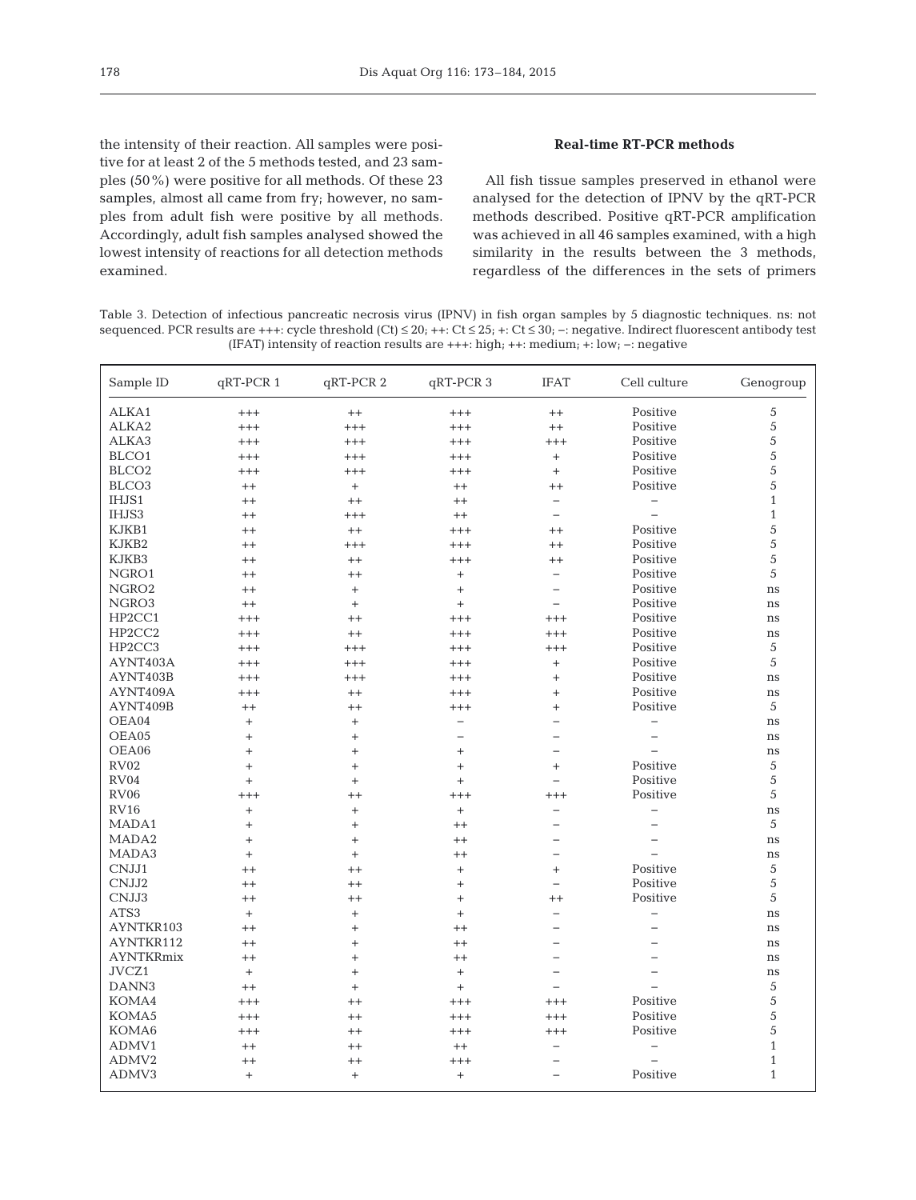the intensity of their reaction. All samples were positive for at least 2 of the 5 methods tested, and 23 samples (50%) were positive for all methods. Of these 23 samples, almost all came from fry; however, no samples from adult fish were positive by all methods. Accordingly, adult fish samples analysed showed the lowest intensity of reactions for all detection methods examined.

### Real-time RT-PCR methods

All fish tissue samples preserved in ethanol were analysed for the detection of IPNV by the qRT-PCR methods described. Positive qRT-PCR amplification was achieved in all 46 samples examined, with a high similarity in the results between the 3 methods, regardless of the differences in the sets of primers

Table 3. Detection of infectious pancreatic necrosis virus (IPNV) in fish organ samples by 5 diagnostic techniques. ns: not sequenced. PCR results are +++: cycle threshold (Ct) ≤ 20; ++: Ct ≤ 25; +: Ct ≤ 30; −: negative. Indirect fluorescent antibody test (IFAT) intensity of reaction results are +++: high; ++: medium; +: low; −: negative

| Sample ID | qRT-PCR 1 | qRT-PCR 2 | qRT-PCR 3 | IFAT | Cell culture | Genogroup |
|---|---|---|---|---|---|---|
| ALKA1 | +++ | ++ | +++ | ++ | Positive | 5 |
| ALKA2 | +++ | +++ | +++ | ++ | Positive | 5 |
| ALKA3 | +++ | +++ | +++ | +++ | Positive | 5 |
| BLCO1 | +++ | +++ | +++ | + | Positive | 5 |
| BLCO2 | +++ | +++ | +++ | + | Positive | 5 |
| BLCO3 | ++ | + | ++ | ++ | Positive | 5 |
| IHJS1 | ++ | ++ | ++ | − | − | 1 |
| IHJS3 | ++ | +++ | ++ | − | − | 1 |
| KJKB1 | ++ | ++ | +++ | ++ | Positive | 5 |
| KJKB2 | ++ | +++ | +++ | ++ | Positive | 5 |
| KJKB3 | ++ | ++ | +++ | ++ | Positive | 5 |
| NGRO1 | ++ | ++ | + | − | Positive | 5 |
| NGRO2 | ++ | + | + | − | Positive | ns |
| NGRO3 | ++ | + | + | − | Positive | ns |
| HP2CC1 | +++ | ++ | +++ | +++ | Positive | ns |
| HP2CC2 | +++ | ++ | +++ | +++ | Positive | ns |
| HP2CC3 | +++ | +++ | +++ | +++ | Positive | 5 |
| AYNT403A | +++ | +++ | +++ | + | Positive | 5 |
| AYNT403B | +++ | +++ | +++ | + | Positive | ns |
| AYNT409A | +++ | ++ | +++ | + | Positive | ns |
| AYNT409B | ++ | ++ | +++ | + | Positive | 5 |
| OEA04 | + | + | − | − | − | ns |
| OEA05 | + | + | − | − | − | ns |
| OEA06 | + | + | + | − | − | ns |
| RV02 | + | + | + | + | Positive | 5 |
| RV04 | + | + | + | − | Positive | 5 |
| RV06 | +++ | ++ | +++ | +++ | Positive | 5 |
| RV16 | + | + | + | − | − | ns |
| MADA1 | + | + | ++ | − | − | 5 |
| MADA2 | + | + | ++ | − | − | ns |
| MADA3 | + | + | ++ | − | − | ns |
| CNJJ1 | ++ | ++ | + | + | Positive | 5 |
| CNJJ2 | ++ | ++ | + | − | Positive | 5 |
| CNJJ3 | ++ | ++ | + | ++ | Positive | 5 |
| ATS3 | + | + | + | − | − | ns |
| AYNTKR103 | ++ | + | ++ | − | − | ns |
| AYNTKR112 | ++ | + | ++ | − | − | ns |
| AYNTKRmix | ++ | + | ++ | − | − | ns |
| JVCZ1 | + | + | + | − | − | ns |
| DANN3 | ++ | + | + | − | − | 5 |
| KOMA4 | +++ | ++ | +++ | +++ | Positive | 5 |
| KOMA5 | +++ | ++ | +++ | +++ | Positive | 5 |
| KOMA6 | +++ | ++ | +++ | +++ | Positive | 5 |
| ADMV1 | ++ | ++ | ++ | − | − | 1 |
| ADMV2 | ++ | ++ | +++ | − | − | 1 |
| ADMV3 | + | + | + | − | Positive | 1 |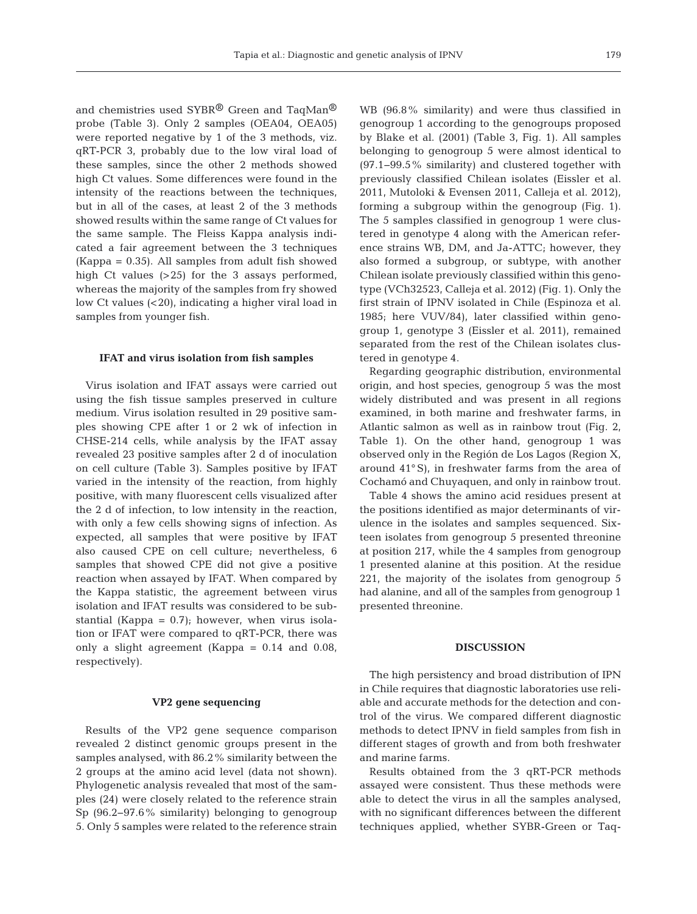and chemistries used SYBR® Green and TaqMan® probe (Table 3). Only 2 samples (OEA04, OEA05) were reported negative by 1 of the 3 methods, viz. qRT-PCR 3, probably due to the low viral load of these samples, since the other 2 methods showed high Ct values. Some differences were found in the intensity of the reactions between the techniques, but in all of the cases, at least 2 of the 3 methods showed results within the same range of Ct values for the same sample. The Fleiss Kappa analysis indicated a fair agreement between the 3 techniques (Kappa = 0.35). All samples from adult fish showed high Ct values (>25) for the 3 assays performed, whereas the majority of the samples from fry showed low Ct values (<20), indicating a higher viral load in samples from younger fish.

### IFAT and virus isolation from fish samples

Virus isolation and IFAT assays were carried out using the fish tissue samples preserved in culture medium. Virus isolation resulted in 29 positive samples showing CPE after 1 or 2 wk of infection in CHSE-214 cells, while analysis by the IFAT assay revealed 23 positive samples after 2 d of inoculation on cell culture (Table 3). Samples positive by IFAT varied in the intensity of the reaction, from highly positive, with many fluorescent cells visualized after the 2 d of infection, to low intensity in the reaction, with only a few cells showing signs of infection. As expected, all samples that were positive by IFAT also caused CPE on cell culture; nevertheless, 6 samples that showed CPE did not give a positive reaction when assayed by IFAT. When compared by the Kappa statistic, the agreement between virus isolation and IFAT results was considered to be substantial (Kappa = 0.7); however, when virus isolation or IFAT were compared to qRT-PCR, there was only a slight agreement (Kappa = 0.14 and 0.08, respectively).

### VP2 gene sequencing

Results of the VP2 gene sequence comparison revealed 2 distinct genomic groups present in the samples analysed, with 86.2% similarity between the 2 groups at the amino acid level (data not shown). Phylogenetic analysis revealed that most of the samples (24) were closely related to the reference strain Sp (96.2–97.6% similarity) belonging to genogroup 5. Only 5 samples were related to the reference strain WB (96.8% similarity) and were thus classified in genogroup 1 according to the genogroups proposed by Blake et al. (2001) (Table 3, Fig. 1). All samples belonging to genogroup 5 were almost identical to (97.1–99.5% similarity) and clustered together with previously classified Chilean isolates (Eissler et al. 2011, Mutoloki & Evensen 2011, Calleja et al. 2012), forming a subgroup within the genogroup (Fig. 1). The 5 samples classified in genogroup 1 were clustered in genotype 4 along with the American reference strains WB, DM, and Ja-ATTC; however, they also formed a subgroup, or subtype, with another Chilean isolate previously classified within this genotype (VCh32523, Calleja et al. 2012) (Fig. 1). Only the first strain of IPNV isolated in Chile (Espinoza et al. 1985; here VUV/84), later classified within genogroup 1, genotype 3 (Eissler et al. 2011), remained separated from the rest of the Chilean isolates clustered in genotype 4.

Regarding geographic distribution, environmental origin, and host species, genogroup 5 was the most widely distributed and was present in all regions examined, in both marine and freshwater farms, in Atlantic salmon as well as in rainbow trout (Fig. 2, Table 1). On the other hand, genogroup 1 was observed only in the Región de Los Lagos (Region X, around 41° S), in freshwater farms from the area of Cochamó and Chuyaquen, and only in rainbow trout.

Table 4 shows the amino acid residues present at the positions identified as major determinants of virulence in the isolates and samples sequenced. Sixteen isolates from genogroup 5 presented threonine at position 217, while the 4 samples from genogroup 1 presented alanine at this position. At the residue 221, the majority of the isolates from genogroup 5 had alanine, and all of the samples from genogroup 1 presented threonine.

## DISCUSSION

The high persistency and broad distribution of IPN in Chile requires that diagnostic laboratories use reliable and accurate methods for the detection and control of the virus. We compared different diagnostic methods to detect IPNV in field samples from fish in different stages of growth and from both freshwater and marine farms.

Results obtained from the 3 qRT-PCR methods assayed were consistent. Thus these methods were able to detect the virus in all the samples analysed, with no significant differences between the different techniques applied, whether SYBR-Green or Taq-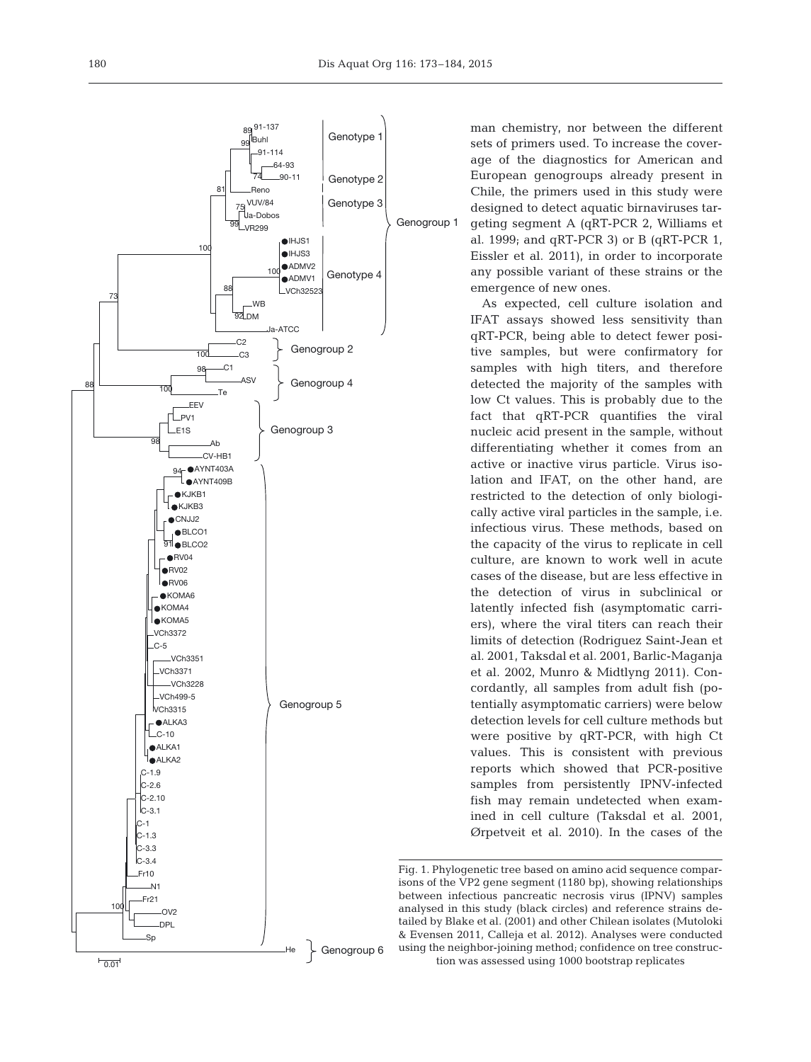man chemistry, nor between the different sets of primers used. To increase the coverage of the diagnostics for American and European genogroups already present in Chile, the primers used in this study were designed to detect aquatic birnaviruses targeting segment A (qRT-PCR 2, Williams et al. 1999; and qRT-PCR 3) or B (qRT-PCR 1, Eissler et al. 2011), in order to incorporate any possible variant of these strains or the emergence of new ones.

As expected, cell culture isolation and IFAT assays showed less sensitivity than qRT-PCR, being able to detect fewer positive samples, but were confirmatory for samples with high titers, and therefore detected the majority of the samples with low Ct values. This is probably due to the fact that qRT-PCR quantifies the viral nucleic acid present in the sample, without differentiating whether it comes from an active or inactive virus particle. Virus isolation and IFAT, on the other hand, are restricted to the detection of only biologically active viral particles in the sample, i.e. infectious virus. These methods, based on the capacity of the virus to replicate in cell culture, are known to work well in acute cases of the disease, but are less effective in the detection of virus in subclinical or latently infected fish (asymptomatic carriers), where the viral titers can reach their limits of detection (Rodriguez Saint-Jean et al. 2001, Taksdal et al. 2001, Barlic-Maganja et al. 2002, Munro & Midtlyng 2011). Concordantly, all samples from adult fish (potentially asymptomatic carriers) were below detection levels for cell culture methods but were positive by qRT-PCR, with high Ct values. This is consistent with previous reports which showed that PCR-positive samples from persistently IPNV-infected fish may remain undetected when examined in cell culture (Taksdal et al. 2001, Ørpetveit et al. 2010). In the cases of the

Fig. 1. Phylogenetic tree based on amino acid sequence comparisons of the VP2 gene segment (1180 bp), showing relationships between infectious pancreatic necrosis virus (IPNV) samples analysed in this study (black circles) and reference strains detailed by Blake et al. (2001) and other Chilean isolates (Mutoloki & Evensen 2011, Calleja et al. 2012). Analyses were conducted using the neighbor-joining method; confidence on tree construction was assessed using 1000 bootstrap replicates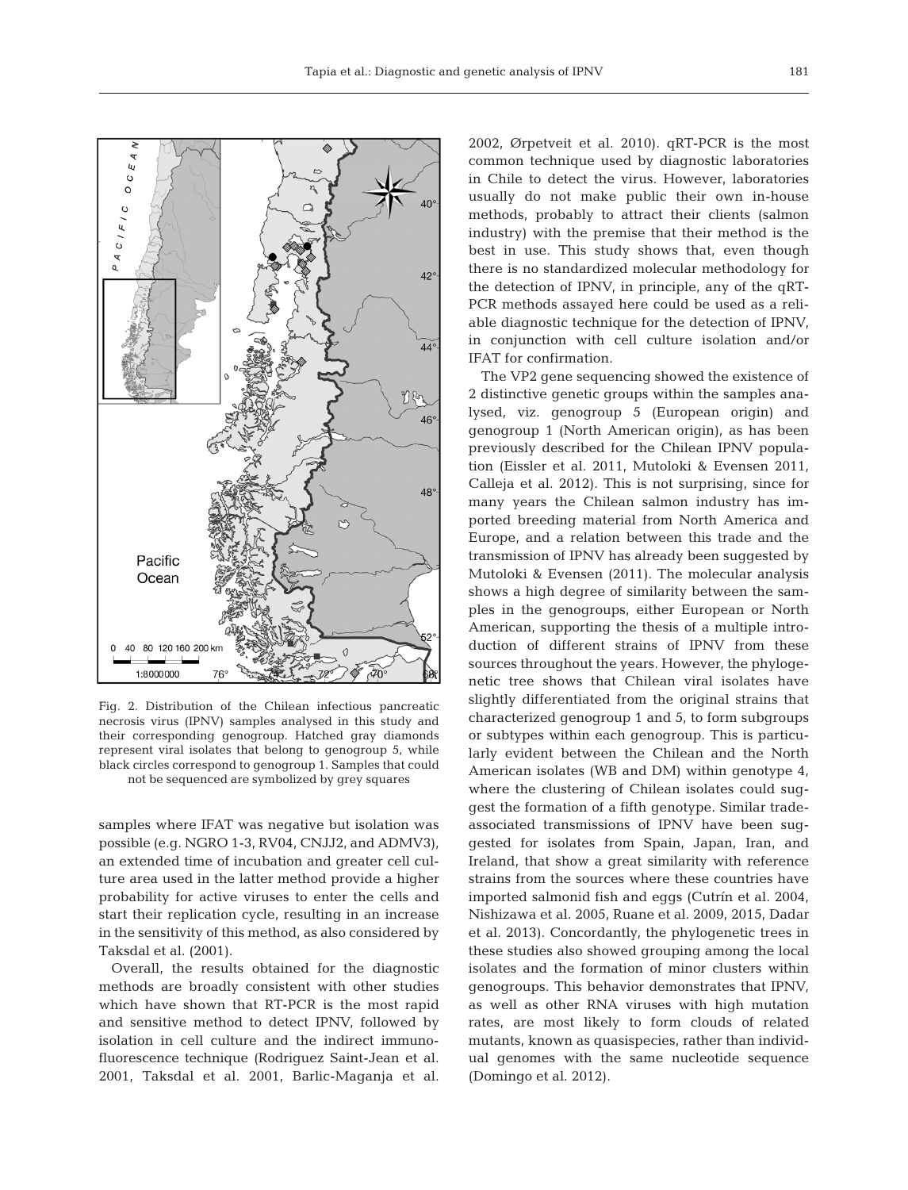Fig. 2. Distribution of the Chilean infectious pancreatic necrosis virus (IPNV) samples analysed in this study and their corresponding genogroup. Hatched gray diamonds represent viral isolates that belong to genogroup 5, while black circles correspond to genogroup 1. Samples that could not be sequenced are symbolized by grey squares

samples where IFAT was negative but isolation was possible (e.g. NGRO 1-3, RV04, CNJJ2, and ADMV3), an extended time of incubation and greater cell culture area used in the latter method provide a higher probability for active viruses to enter the cells and start their replication cycle, resulting in an increase in the sensitivity of this method, as also considered by Taksdal et al. (2001).

Overall, the results obtained for the diagnostic methods are broadly consistent with other studies which have shown that RT-PCR is the most rapid and sensitive method to detect IPNV, followed by isolation in cell culture and the indirect immunofluorescence technique (Rodriguez Saint-Jean et al. 2001, Taksdal et al. 2001, Barlic-Maganja et al. 2002, Ørpetveit et al. 2010). qRT-PCR is the most common technique used by diagnostic laboratories in Chile to detect the virus. However, laboratories usually do not make public their own in-house methods, probably to attract their clients (salmon industry) with the premise that their method is the best in use. This study shows that, even though there is no standardized molecular methodology for the detection of IPNV, in principle, any of the qRT-PCR methods assayed here could be used as a reliable diagnostic technique for the detection of IPNV, in conjunction with cell culture isolation and/or IFAT for confirmation.

The VP2 gene sequencing showed the existence of 2 distinctive genetic groups within the samples analysed, viz. genogroup 5 (European origin) and genogroup 1 (North American origin), as has been previously described for the Chilean IPNV population (Eissler et al. 2011, Mutoloki & Evensen 2011, Calleja et al. 2012). This is not surprising, since for many years the Chilean salmon industry has imported breeding material from North America and Europe, and a relation between this trade and the transmission of IPNV has already been suggested by Mutoloki & Evensen (2011). The molecular analysis shows a high degree of similarity between the samples in the genogroups, either European or North American, supporting the thesis of a multiple introduction of different strains of IPNV from these sources throughout the years. However, the phylogenetic tree shows that Chilean viral isolates have slightly differentiated from the original strains that characterized genogroup 1 and 5, to form subgroups or subtypes within each genogroup. This is particularly evident between the Chilean and the North American isolates (WB and DM) within genotype 4, where the clustering of Chilean isolates could suggest the formation of a fifth genotype. Similar trade-associated transmissions of IPNV have been suggested for isolates from Spain, Japan, Iran, and Ireland, that show a great similarity with reference strains from the sources where these countries have imported salmonid fish and eggs (Cutrín et al. 2004, Nishizawa et al. 2005, Ruane et al. 2009, 2015, Dadar et al. 2013). Concordantly, the phylogenetic trees in these studies also showed grouping among the local isolates and the formation of minor clusters within genogroups. This behavior demonstrates that IPNV, as well as other RNA viruses with high mutation rates, are most likely to form clouds of related mutants, known as quasispecies, rather than individual genomes with the same nucleotide sequence (Domingo et al. 2012).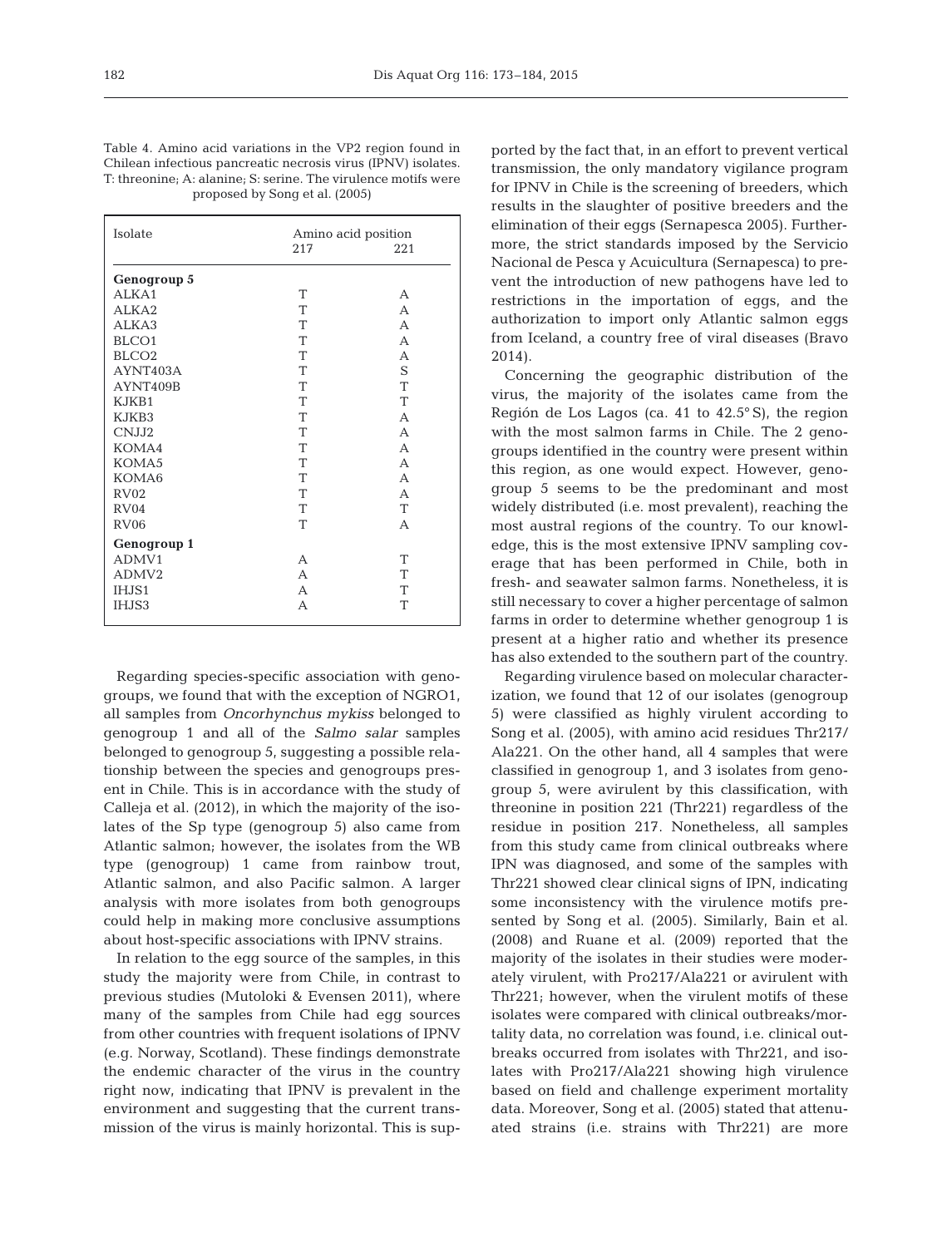Table 4. Amino acid variations in the VP2 region found in Chilean infectious pancreatic necrosis virus (IPNV) isolates. T: threonine; A: alanine; S: serine. The virulence motifs were proposed by Song et al. (2005)

| Isolate | Amino acid position | |
|---|---|---|
| | 217 | 221 |
| **Genogroup 5** | | |
| ALKA1 | T | A |
| ALKA2 | T | A |
| ALKA3 | T | A |
| BLCO1 | T | A |
| BLCO2 | T | A |
| AYNT403A | T | S |
| AYNT409B | T | T |
| KJKB1 | T | T |
| KJKB3 | T | A |
| CNJJ2 | T | A |
| KOMA4 | T | A |
| KOMA5 | T | A |
| KOMA6 | T | A |
| RV02 | T | A |
| RV04 | T | T |
| RV06 | T | A |
| **Genogroup 1** | | |
| ADMV1 | A | T |
| ADMV2 | A | T |
| IHJS1 | A | T |
| IHJS3 | A | T |

Regarding species-specific association with genogroups, we found that with the exception of NGRO1, all samples from *Oncorhynchus mykiss* belonged to genogroup 1 and all of the *Salmo salar* samples belonged to genogroup 5, suggesting a possible relationship between the species and genogroups present in Chile. This is in accordance with the study of Calleja et al. (2012), in which the majority of the isolates of the Sp type (genogroup 5) also came from Atlantic salmon; however, the isolates from the WB type (genogroup) 1 came from rainbow trout, Atlantic salmon, and also Pacific salmon. A larger analysis with more isolates from both genogroups could help in making more conclusive assumptions about host-specific associations with IPNV strains.

In relation to the egg source of the samples, in this study the majority were from Chile, in contrast to previous studies (Mutoloki & Evensen 2011), where many of the samples from Chile had egg sources from other countries with frequent isolations of IPNV (e.g. Norway, Scotland). These findings demonstrate the endemic character of the virus in the country right now, indicating that IPNV is prevalent in the environment and suggesting that the current transmission of the virus is mainly horizontal. This is supported by the fact that, in an effort to prevent vertical transmission, the only mandatory vigilance program for IPNV in Chile is the screening of breeders, which results in the slaughter of positive breeders and the elimination of their eggs (Sernapesca 2005). Furthermore, the strict standards imposed by the Servicio Nacional de Pesca y Acuicultura (Sernapesca) to prevent the introduction of new pathogens have led to restrictions in the importation of eggs, and the authorization to import only Atlantic salmon eggs from Iceland, a country free of viral diseases (Bravo 2014).

Concerning the geographic distribution of the virus, the majority of the isolates came from the Región de Los Lagos (ca. 41 to 42.5° S), the region with the most salmon farms in Chile. The 2 genogroups identified in the country were present within this region, as one would expect. However, genogroup 5 seems to be the predominant and most widely distributed (i.e. most prevalent), reaching the most austral regions of the country. To our knowledge, this is the most extensive IPNV sampling coverage that has been performed in Chile, both in fresh- and seawater salmon farms. Nonetheless, it is still necessary to cover a higher percentage of salmon farms in order to determine whether genogroup 1 is present at a higher ratio and whether its presence has also extended to the southern part of the country.

Regarding virulence based on molecular characterization, we found that 12 of our isolates (genogroup 5) were classified as highly virulent according to Song et al. (2005), with amino acid residues Thr217/Ala221. On the other hand, all 4 samples that were classified in genogroup 1, and 3 isolates from genogroup 5, were avirulent by this classification, with threonine in position 221 (Thr221) regardless of the residue in position 217. Nonetheless, all samples from this study came from clinical outbreaks where IPN was diagnosed, and some of the samples with Thr221 showed clear clinical signs of IPN, indicating some inconsistency with the virulence motifs presented by Song et al. (2005). Similarly, Bain et al. (2008) and Ruane et al. (2009) reported that the majority of the isolates in their studies were moderately virulent, with Pro217/Ala221 or avirulent with Thr221; however, when the virulent motifs of these isolates were compared with clinical outbreaks/mortality data, no correlation was found, i.e. clinical outbreaks occurred from isolates with Thr221, and isolates with Pro217/Ala221 showing high virulence based on field and challenge experiment mortality data. Moreover, Song et al. (2005) stated that attenuated strains (i.e. strains with Thr221) are more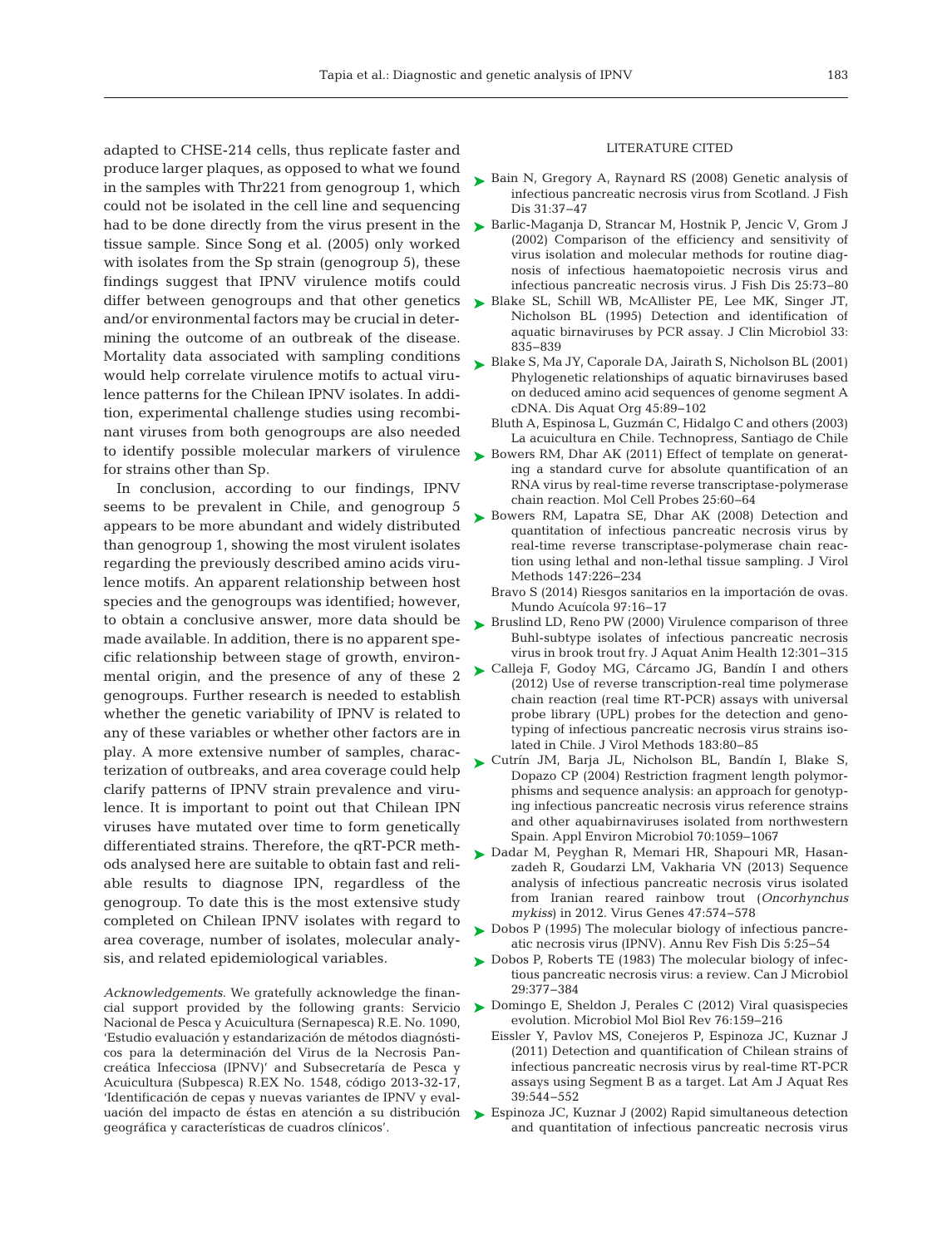adapted to CHSE-214 cells, thus replicate faster and produce larger plaques, as opposed to what we found in the samples with Thr221 from genogroup 1, which could not be isolated in the cell line and sequencing had to be done directly from the virus present in the tissue sample. Since Song et al. (2005) only worked with isolates from the Sp strain (genogroup 5), these findings suggest that IPNV virulence motifs could differ between genogroups and that other genetics and/or environmental factors may be crucial in determining the outcome of an outbreak of the disease. Mortality data associated with sampling conditions would help correlate virulence motifs to actual virulence patterns for the Chilean IPNV isolates. In addition, experimental challenge studies using recombinant viruses from both genogroups are also needed to identify possible molecular markers of virulence for strains other than Sp.

In conclusion, according to our findings, IPNV seems to be prevalent in Chile, and genogroup 5 appears to be more abundant and widely distributed than genogroup 1, showing the most virulent isolates regarding the previously described amino acids virulence motifs. An apparent relationship between host species and the genogroups was identified; however, to obtain a conclusive answer, more data should be made available. In addition, there is no apparent specific relationship between stage of growth, environmental origin, and the presence of any of these 2 genogroups. Further research is needed to establish whether the genetic variability of IPNV is related to any of these variables or whether other factors are in play. A more extensive number of samples, characterization of outbreaks, and area coverage could help clarify patterns of IPNV strain prevalence and virulence. It is important to point out that Chilean IPN viruses have mutated over time to form genetically differentiated strains. Therefore, the qRT-PCR methods analysed here are suitable to obtain fast and reliable results to diagnose IPN, regardless of the genogroup. To date this is the most extensive study completed on Chilean IPNV isolates with regard to area coverage, number of isolates, molecular analysis, and related epidemiological variables.

*Acknowledgements.* We gratefully acknowledge the financial support provided by the following grants: Servicio Nacional de Pesca y Acuicultura (Sernapesca) R.E. No. 1090, 'Estudio evaluación y estandarización de métodos diagnósticos para la determinación del Virus de la Necrosis Pancreática Infecciosa (IPNV)' and Subsecretaría de Pesca y Acuicultura (Subpesca) R.EX No. 1548, código 2013-32-17, 'Identificación de cepas y nuevas variantes de IPNV y evaluación del impacto de éstas en atención a su distribución geográfica y características de cuadros clínicos'.

## LITERATURE CITED

- Bain N, Gregory A, Raynard RS (2008) Genetic analysis of infectious pancreatic necrosis virus from Scotland. J Fish Dis 31:37−47
- Barlic-Maganja D, Strancar M, Hostnik P, Jencic V, Grom J (2002) Comparison of the efficiency and sensitivity of virus isolation and molecular methods for routine diagnosis of infectious haematopoietic necrosis virus and infectious pancreatic necrosis virus. J Fish Dis 25:73−80
- Blake SL, Schill WB, McAllister PE, Lee MK, Singer JT, Nicholson BL (1995) Detection and identification of aquatic birnaviruses by PCR assay. J Clin Microbiol 33: 835−839
- Blake S, Ma JY, Caporale DA, Jairath S, Nicholson BL (2001) Phylogenetic relationships of aquatic birnaviruses based on deduced amino acid sequences of genome segment A cDNA. Dis Aquat Org 45:89−102
- Bluth A, Espinosa L, Guzmán C, Hidalgo C and others (2003) La acuicultura en Chile. Technopress, Santiago de Chile
- Bowers RM, Dhar AK (2011) Effect of template on generating a standard curve for absolute quantification of an RNA virus by real-time reverse transcriptase-polymerase chain reaction. Mol Cell Probes 25:60−64
- Bowers RM, Lapatra SE, Dhar AK (2008) Detection and quantitation of infectious pancreatic necrosis virus by real-time reverse transcriptase-polymerase chain reaction using lethal and non-lethal tissue sampling. J Virol Methods 147:226−234
- Bravo S (2014) Riesgos sanitarios en la importación de ovas. Mundo Acuícola 97:16−17
- Bruslind LD, Reno PW (2000) Virulence comparison of three Buhl-subtype isolates of infectious pancreatic necrosis virus in brook trout fry. J Aquat Anim Health 12:301−315
- Calleja F, Godoy MG, Cárcamo JG, Bandín I and others (2012) Use of reverse transcription-real time polymerase chain reaction (real time RT-PCR) assays with universal probe library (UPL) probes for the detection and genotyping of infectious pancreatic necrosis virus strains isolated in Chile. J Virol Methods 183:80−85
- Cutrín JM, Barja JL, Nicholson BL, Bandín I, Blake S, Dopazo CP (2004) Restriction fragment length polymorphisms and sequence analysis: an approach for genotyping infectious pancreatic necrosis virus reference strains and other aquabirnaviruses isolated from northwestern Spain. Appl Environ Microbiol 70:1059−1067
- Dadar M, Peyghan R, Memari HR, Shapouri MR, Hasanzadeh R, Goudarzi LM, Vakharia VN (2013) Sequence analysis of infectious pancreatic necrosis virus isolated from Iranian reared rainbow trout (*Oncorhynchus mykiss*) in 2012. Virus Genes 47:574−578
- Dobos P (1995) The molecular biology of infectious pancreatic necrosis virus (IPNV). Annu Rev Fish Dis 5:25−54
- Dobos P, Roberts TE (1983) The molecular biology of infectious pancreatic necrosis virus: a review. Can J Microbiol 29:377−384
- Domingo E, Sheldon J, Perales C (2012) Viral quasispecies evolution. Microbiol Mol Biol Rev 76:159−216
- Eissler Y, Pavlov MS, Conejeros P, Espinoza JC, Kuznar J (2011) Detection and quantification of Chilean strains of infectious pancreatic necrosis virus by real-time RT-PCR assays using Segment B as a target. Lat Am J Aquat Res 39:544−552
- Espinoza JC, Kuznar J (2002) Rapid simultaneous detection and quantitation of infectious pancreatic necrosis virus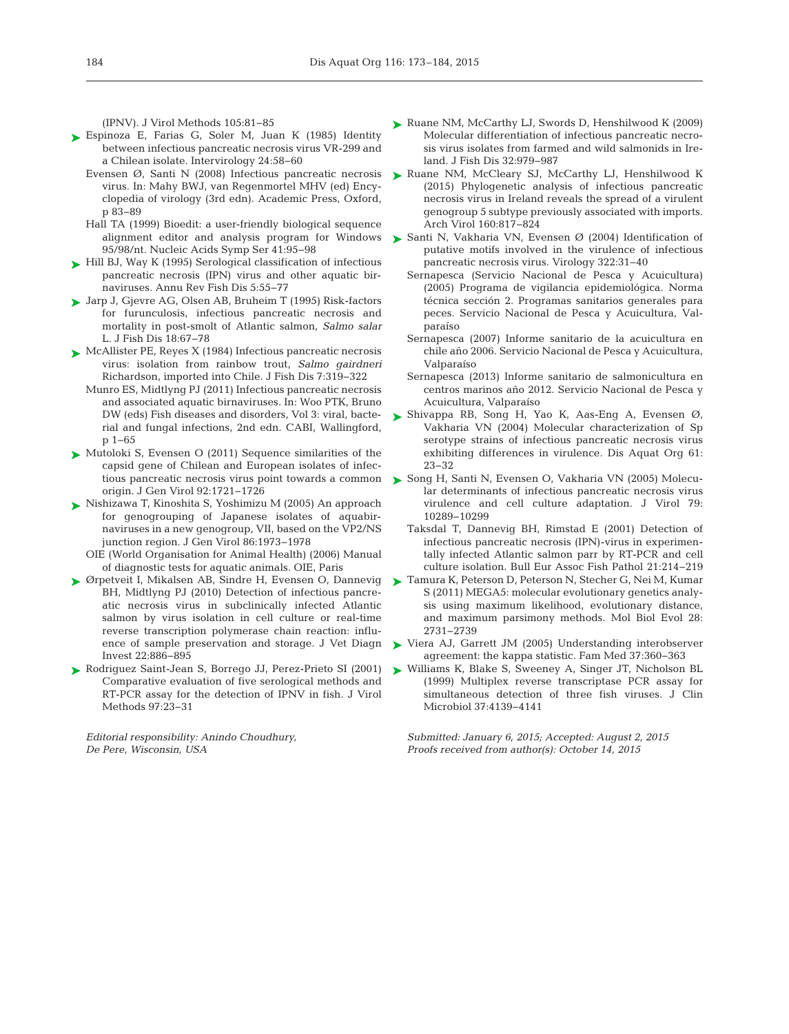(IPNV). J Virol Methods 105:81−85

Espinoza E, Farias G, Soler M, Juan K (1985) Identity between infectious pancreatic necrosis virus VR-299 and a Chilean isolate. Intervirology 24:58−60

Evensen Ø, Santi N (2008) Infectious pancreatic necrosis virus. In: Mahy BWJ, van Regenmortel MHV (ed) Encyclopedia of virology (3rd edn). Academic Press, Oxford, p 83−89

Hall TA (1999) Bioedit: a user-friendly biological sequence alignment editor and analysis program for Windows 95/98/nt. Nucleic Acids Symp Ser 41:95−98

Hill BJ, Way K (1995) Serological classification of infectious pancreatic necrosis (IPN) virus and other aquatic birnaviruses. Annu Rev Fish Dis 5:55−77

Jarp J, Gjevre AG, Olsen AB, Bruheim T (1995) Risk-factors for furunculosis, infectious pancreatic necrosis and mortality in post-smolt of Atlantic salmon, *Salmo salar* L. J Fish Dis 18:67−78

McAllister PE, Reyes X (1984) Infectious pancreatic necrosis virus: isolation from rainbow trout, *Salmo gairdneri* Richardson, imported into Chile. J Fish Dis 7:319−322

Munro ES, Midtlyng PJ (2011) Infectious pancreatic necrosis and associated aquatic birnaviruses. In: Woo PTK, Bruno DW (eds) Fish diseases and disorders, Vol 3: viral, bacterial and fungal infections, 2nd edn. CABI, Wallingford, p 1−65

Mutoloki S, Evensen O (2011) Sequence similarities of the capsid gene of Chilean and European isolates of infectious pancreatic necrosis virus point towards a common origin. J Gen Virol 92:1721−1726

Nishizawa T, Kinoshita S, Yoshimizu M (2005) An approach for genogrouping of Japanese isolates of aquabirnaviruses in a new genogroup, VII, based on the VP2/NS junction region. J Gen Virol 86:1973−1978

OIE (World Organisation for Animal Health) (2006) Manual of diagnostic tests for aquatic animals. OIE, Paris

Ørpetveit I, Mikalsen AB, Sindre H, Evensen O, Dannevig BH, Midtlyng PJ (2010) Detection of infectious pancreatic necrosis virus in subclinically infected Atlantic salmon by virus isolation in cell culture or real-time reverse transcription polymerase chain reaction: influence of sample preservation and storage. J Vet Diagn Invest 22:886−895

Rodriguez Saint-Jean S, Borrego JJ, Perez-Prieto SI (2001) Comparative evaluation of five serological methods and RT-PCR assay for the detection of IPNV in fish. J Virol Methods 97:23−31

Ruane NM, McCarthy LJ, Swords D, Henshilwood K (2009) Molecular differentiation of infectious pancreatic necrosis virus isolates from farmed and wild salmonids in Ireland. J Fish Dis 32:979−987

Ruane NM, McCleary SJ, McCarthy LJ, Henshilwood K (2015) Phylogenetic analysis of infectious pancreatic necrosis virus in Ireland reveals the spread of a virulent genogroup 5 subtype previously associated with imports. Arch Virol 160:817−824

Santi N, Vakharia VN, Evensen Ø (2004) Identification of putative motifs involved in the virulence of infectious pancreatic necrosis virus. Virology 322:31−40

Sernapesca (Servicio Nacional de Pesca y Acuicultura) (2005) Programa de vigilancia epidemiológica. Norma técnica sección 2. Programas sanitarios generales para peces. Servicio Nacional de Pesca y Acuicultura, Valparaíso

Sernapesca (2007) Informe sanitario de la acuicultura en chile año 2006. Servicio Nacional de Pesca y Acuicultura, Valparaíso

Sernapesca (2013) Informe sanitario de salmonicultura en centros marinos año 2012. Servicio Nacional de Pesca y Acuicultura, Valparaíso

Shivappa RB, Song H, Yao K, Aas-Eng A, Evensen Ø, Vakharia VN (2004) Molecular characterization of Sp serotype strains of infectious pancreatic necrosis virus exhibiting differences in virulence. Dis Aquat Org 61: 23−32

Song H, Santi N, Evensen O, Vakharia VN (2005) Molecular determinants of infectious pancreatic necrosis virus virulence and cell culture adaptation. J Virol 79: 10289−10299

Taksdal T, Dannevig BH, Rimstad E (2001) Detection of infectious pancreatic necrosis (IPN)-virus in experimentally infected Atlantic salmon parr by RT-PCR and cell culture isolation. Bull Eur Assoc Fish Pathol 21:214−219

Tamura K, Peterson D, Peterson N, Stecher G, Nei M, Kumar S (2011) MEGA5: molecular evolutionary genetics analysis using maximum likelihood, evolutionary distance, and maximum parsimony methods. Mol Biol Evol 28: 2731−2739

Viera AJ, Garrett JM (2005) Understanding interobserver agreement: the kappa statistic. Fam Med 37:360−363

Williams K, Blake S, Sweeney A, Singer JT, Nicholson BL (1999) Multiplex reverse transcriptase PCR assay for simultaneous detection of three fish viruses. J Clin Microbiol 37:4139−4141

*Editorial responsibility: Anindo Choudhury, De Pere, Wisconsin, USA*

*Submitted: January 6, 2015; Accepted: August 2, 2015*
*Proofs received from author(s): October 14, 2015*